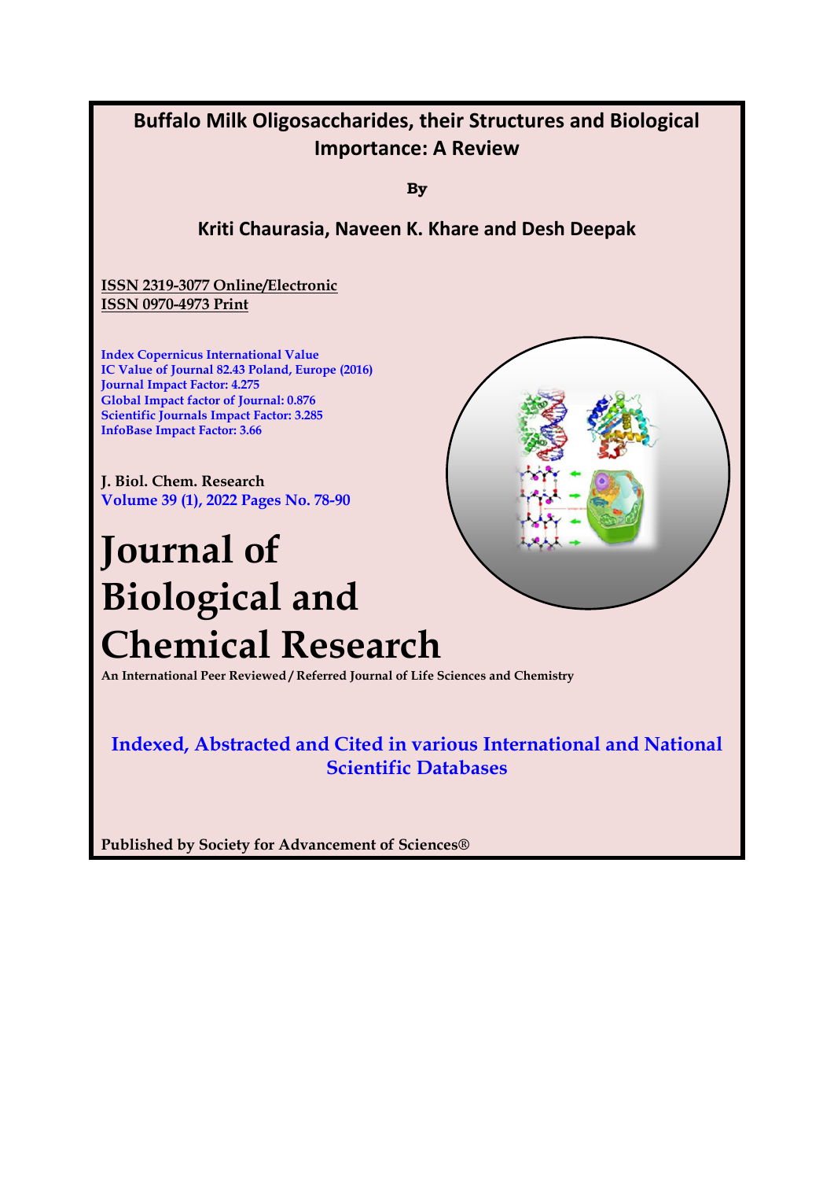# Buffalo Milk Oligosaccharides, their Structures and Biological Importance: A Review

**By**

**Kriti Chaurasia, Naveen K. Khare and Desh Deepak**

**ISSN 2319-3077 Online/Electronic**
**ISSN 0970-4973 Print**

Index Copernicus International Value
IC Value of Journal 82.43 Poland, Europe (2016)
Journal Impact Factor: 4.275
Global Impact factor of Journal: 0.876
Scientific Journals Impact Factor: 3.285
InfoBase Impact Factor: 3.66

**J. Biol. Chem. Research**
Volume 39 (1), 2022 Pages No. 78-90

# Journal of Biological and Chemical Research

**An International Peer Reviewed / Referred Journal of Life Sciences and Chemistry**

**Indexed, Abstracted and Cited in various International and National Scientific Databases**

**Published by Society for Advancement of Sciences®**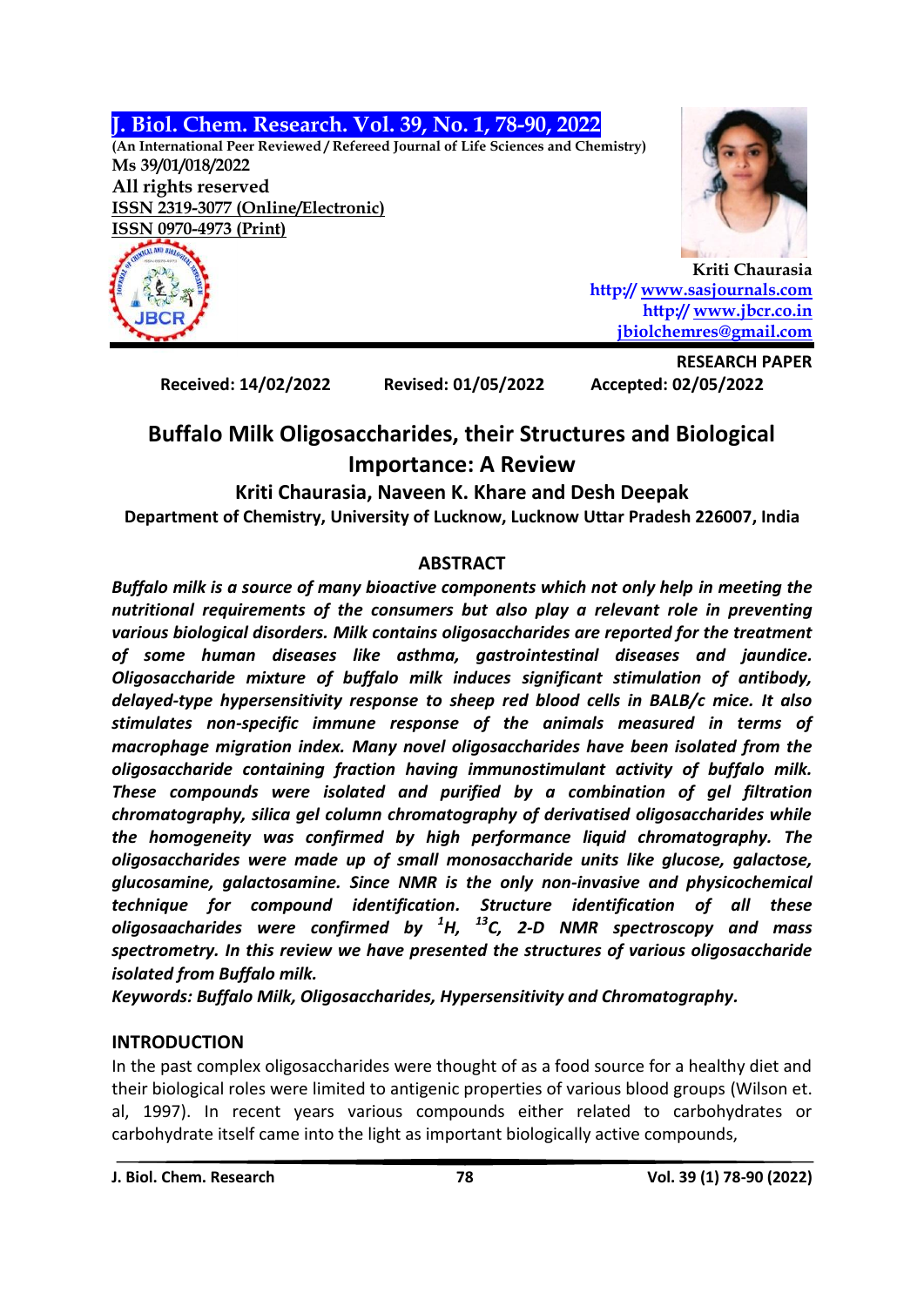(An International Peer Reviewed / Refereed Journal of Life Sciences and Chemistry)
Ms 39/01/018/2022
All rights reserved
ISSN 2319-3077 (Online/Electronic)
ISSN 0970-4973 (Print)

Kriti Chaurasia
http:// www.sasjournals.com
http:// www.jbcr.co.in
jbiolchemres@gmail.com

RESEARCH PAPER

Received: 14/02/2022 Revised: 01/05/2022 Accepted: 02/05/2022

# Buffalo Milk Oligosaccharides, their Structures and Biological Importance: A Review

**Kriti Chaurasia, Naveen K. Khare and Desh Deepak**

**Department of Chemistry, University of Lucknow, Lucknow Uttar Pradesh 226007, India**

## ABSTRACT

***Buffalo milk is a source of many bioactive components which not only help in meeting the nutritional requirements of the consumers but also play a relevant role in preventing various biological disorders. Milk contains oligosaccharides are reported for the treatment of some human diseases like asthma, gastrointestinal diseases and jaundice. Oligosaccharide mixture of buffalo milk induces significant stimulation of antibody, delayed-type hypersensitivity response to sheep red blood cells in BALB/c mice. It also stimulates non-specific immune response of the animals measured in terms of macrophage migration index. Many novel oligosaccharides have been isolated from the oligosaccharide containing fraction having immunostimulant activity of buffalo milk. These compounds were isolated and purified by a combination of gel filtration chromatography, silica gel column chromatography of derivatised oligosaccharides while the homogeneity was confirmed by high performance liquid chromatography. The oligosaccharides were made up of small monosaccharide units like glucose, galactose, glucosamine, galactosamine. Since NMR is the only non-invasive and physicochemical technique for compound identification. Structure identification of all these oligosaacharides were confirmed by $^{1}H$, $^{13}C$, 2-D NMR spectroscopy and mass spectrometry. In this review we have presented the structures of various oligosaccharide isolated from Buffalo milk.***

***Keywords: Buffalo Milk, Oligosaccharides, Hypersensitivity and Chromatography.***

## INTRODUCTION

In the past complex oligosaccharides were thought of as a food source for a healthy diet and their biological roles were limited to antigenic properties of various blood groups (Wilson et. al, 1997). In recent years various compounds either related to carbohydrates or carbohydrate itself came into the light as important biologically active compounds,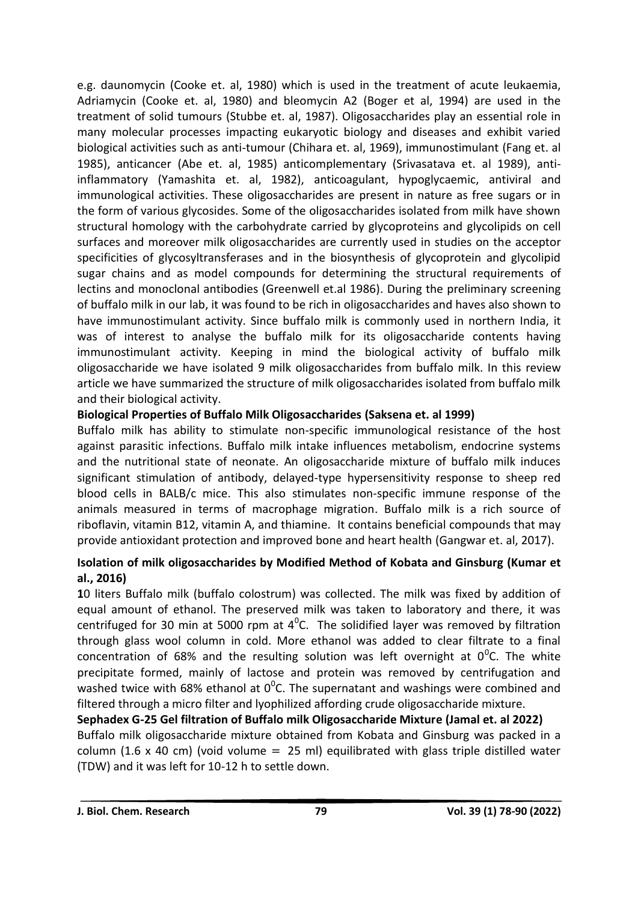e.g. daunomycin (Cooke et. al, 1980) which is used in the treatment of acute leukaemia, Adriamycin (Cooke et. al, 1980) and bleomycin A2 (Boger et al, 1994) are used in the treatment of solid tumours (Stubbe et. al, 1987). Oligosaccharides play an essential role in many molecular processes impacting eukaryotic biology and diseases and exhibit varied biological activities such as anti-tumour (Chihara et. al, 1969), immunostimulant (Fang et. al 1985), anticancer (Abe et. al, 1985) anticomplementary (Srivasatava et. al 1989), anti-inflammatory (Yamashita et. al, 1982), anticoagulant, hypoglycaemic, antiviral and immunological activities. These oligosaccharides are present in nature as free sugars or in the form of various glycosides. Some of the oligosaccharides isolated from milk have shown structural homology with the carbohydrate carried by glycoproteins and glycolipids on cell surfaces and moreover milk oligosaccharides are currently used in studies on the acceptor specificities of glycosyltransferases and in the biosynthesis of glycoprotein and glycolipid sugar chains and as model compounds for determining the structural requirements of lectins and monoclonal antibodies (Greenwell et.al 1986). During the preliminary screening of buffalo milk in our lab, it was found to be rich in oligosaccharides and haves also shown to have immunostimulant activity. Since buffalo milk is commonly used in northern India, it was of interest to analyse the buffalo milk for its oligosaccharide contents having immunostimulant activity. Keeping in mind the biological activity of buffalo milk oligosaccharide we have isolated 9 milk oligosaccharides from buffalo milk. In this review article we have summarized the structure of milk oligosaccharides isolated from buffalo milk and their biological activity.

**Biological Properties of Buffalo Milk Oligosaccharides (Saksena et. al 1999)**

Buffalo milk has ability to stimulate non-specific immunological resistance of the host against parasitic infections. Buffalo milk intake influences metabolism, endocrine systems and the nutritional state of neonate. An oligosaccharide mixture of buffalo milk induces significant stimulation of antibody, delayed-type hypersensitivity response to sheep red blood cells in BALB/c mice. This also stimulates non-specific immune response of the animals measured in terms of macrophage migration. Buffalo milk is a rich source of riboflavin, vitamin B12, vitamin A, and thiamine. It contains beneficial compounds that may provide antioxidant protection and improved bone and heart health (Gangwar et. al, 2017).

**Isolation of milk oligosaccharides by Modified Method of Kobata and Ginsburg (Kumar et al., 2016)**

10 liters Buffalo milk (buffalo colostrum) was collected. The milk was fixed by addition of equal amount of ethanol. The preserved milk was taken to laboratory and there, it was centrifuged for 30 min at 5000 rpm at $4^0$C. The solidified layer was removed by filtration through glass wool column in cold. More ethanol was added to clear filtrate to a final concentration of 68% and the resulting solution was left overnight at $0^0$C. The white precipitate formed, mainly of lactose and protein was removed by centrifugation and washed twice with 68% ethanol at $0^0$C. The supernatant and washings were combined and filtered through a micro filter and lyophilized affording crude oligosaccharide mixture.

**Sephadex G-25 Gel filtration of Buffalo milk Oligosaccharide Mixture (Jamal et. al 2022)**

Buffalo milk oligosaccharide mixture obtained from Kobata and Ginsburg was packed in a column (1.6 x 40 cm) (void volume = 25 ml) equilibrated with glass triple distilled water (TDW) and it was left for 10-12 h to settle down.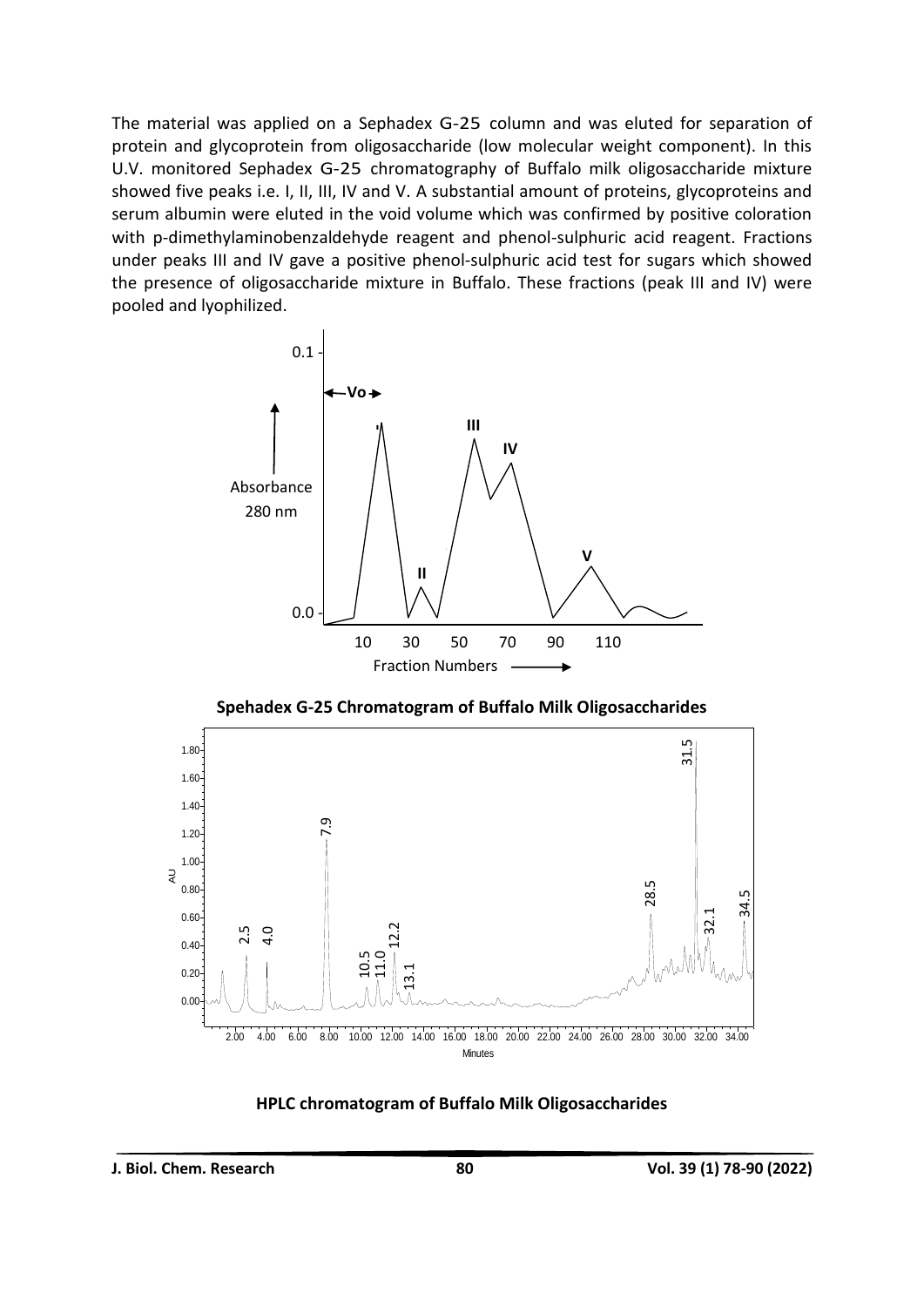The material was applied on a Sephadex G-25 column and was eluted for separation of protein and glycoprotein from oligosaccharide (low molecular weight component). In this U.V. monitored Sephadex G-25 chromatography of Buffalo milk oligosaccharide mixture showed five peaks i.e. I, II, III, IV and V. A substantial amount of proteins, glycoproteins and serum albumin were eluted in the void volume which was confirmed by positive coloration with p-dimethylaminobenzaldehyde reagent and phenol-sulphuric acid reagent. Fractions under peaks III and IV gave a positive phenol-sulphuric acid test for sugars which showed the presence of oligosaccharide mixture in Buffalo. These fractions (peak III and IV) were pooled and lyophilized.

**Spehadex G-25 Chromatogram of Buffalo Milk Oligosaccharides**

**HPLC chromatogram of Buffalo Milk Oligosaccharides**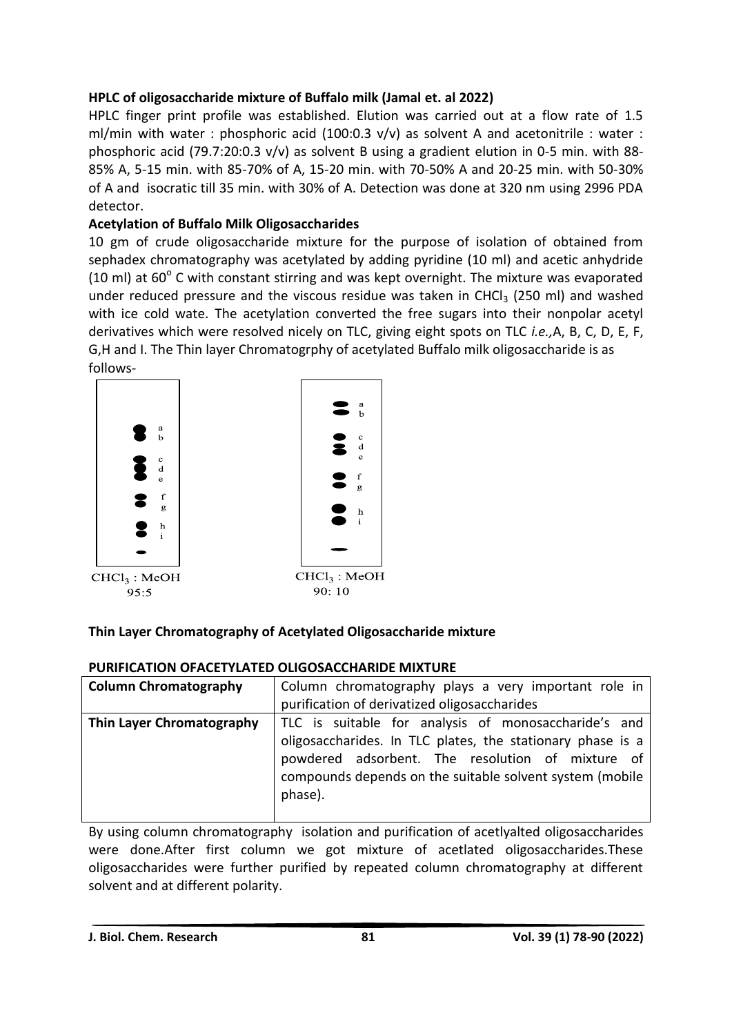**HPLC of oligosaccharide mixture of Buffalo milk (Jamal et. al 2022)**

HPLC finger print profile was established. Elution was carried out at a flow rate of 1.5 ml/min with water : phosphoric acid (100:0.3 v/v) as solvent A and acetonitrile : water : phosphoric acid (79.7:20:0.3 v/v) as solvent B using a gradient elution in 0-5 min. with 88-85% A, 5-15 min. with 85-70% of A, 15-20 min. with 70-50% A and 20-25 min. with 50-30% of A and isocratic till 35 min. with 30% of A. Detection was done at 320 nm using 2996 PDA detector.

**Acetylation of Buffalo Milk Oligosaccharides**

10 gm of crude oligosaccharide mixture for the purpose of isolation of obtained from sephadex chromatography was acetylated by adding pyridine (10 ml) and acetic anhydride (10 ml) at 60$^{o}$ C with constant stirring and was kept overnight. The mixture was evaporated under reduced pressure and the viscous residue was taken in $CHCl_3$ (250 ml) and washed with ice cold wate. The acetylation converted the free sugars into their nonpolar acetyl derivatives which were resolved nicely on TLC, giving eight spots on TLC *i.e.,*A, B, C, D, E, F, G,H and I. The Thin layer Chromatogrphy of acetylated Buffalo milk oligosaccharide is as follows-

a b c d e f g h i

$CHCl_3$ : MeOH 95:5

a b c d e f g h i

$CHCl_3$ : MeOH 90: 10

**Thin Layer Chromatography of Acetylated Oligosaccharide mixture**

**PURIFICATION OFACETYLATED OLIGOSACCHARIDE MIXTURE**

| **Column Chromatography** | Column chromatography plays a very important role in purification of derivatized oligosaccharides |
|---|---|
| **Thin Layer Chromatography** | TLC is suitable for analysis of monosaccharide's and oligosaccharides. In TLC plates, the stationary phase is a powdered adsorbent. The resolution of mixture of compounds depends on the suitable solvent system (mobile phase). |

By using column chromatography isolation and purification of acetlyalted oligosaccharides were done.After first column we got mixture of acetlated oligosaccharides.These oligosaccharides were further purified by repeated column chromatography at different solvent and at different polarity.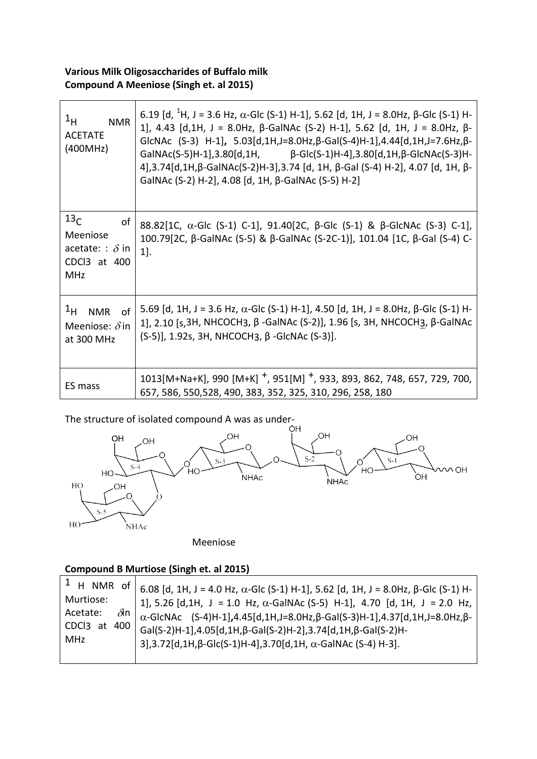**Various Milk Oligosaccharides of Buffalo milk**
**Compound A Meeniose (Singh et. al 2015)**

| | |
|---|---|
| $^1$H NMR ACETATE (400MHz) | 6.19 [d, $^1$H, J = 3.6 Hz, α-Glc (S-1) H-1], 5.62 [d, 1H, J = 8.0Hz, β-Glc (S-1) H-1], 4.43 [d,1H, J = 8.0Hz, β-GalNAc (S-2) H-1], 5.62 [d, 1H, J = 8.0Hz, β-GlcNAc (S-3) H-1], 5.03[d,1H,J=8.0Hz,β-Gal(S-4)H-1],4.44[d,1H,J=7.6Hz,β-GalNAc(S-5)H-1],3.80[d,1H, β-Glc(S-1)H-4],3.80[d,1H,β-GlcNAc(S-3)H-4],3.74[d,1H,β-GalNAc(S-2)H-3],3.74 [d, 1H, β-Gal (S-4) H-2], 4.07 [d, 1H, β-GalNAc (S-2) H-2], 4.08 [d, 1H, β-GalNAc (S-5) H-2] |
| $^{13}$C of Meeniose acetate: : δ in CDCl3 at 400 MHz | 88.82[1C, α-Glc (S-1) C-1], 91.40[2C, β-Glc (S-1) & β-GlcNAc (S-3) C-1], 100.79[2C, β-GalNAc (S-5) & β-GalNAc (S-2C-1)], 101.04 [1C, β-Gal (S-4) C-1]. |
| $^1$H NMR of Meeniose: δ in at 300 MHz | 5.69 [d, 1H, J = 3.6 Hz, α-Glc (S-1) H-1], 4.50 [d, 1H, J = 8.0Hz, β-Glc (S-1) H-1], 2.10 [s,3H, $NHCOCH_3$, β -GalNAc (S-2)], 1.96 [s, 3H, $NHCOCH_3$, β-GalNAc (S-5)], 1.92s, 3H, $NHCOCH_3$, β -GlcNAc (S-3)]. |
| ES mass | 1013[M+Na+K], 990 [M+K] $^+$, 951[M] $^+$, 933, 893, 862, 748, 657, 729, 700, 657, 586, 550,528, 490, 383, 352, 325, 310, 296, 258, 180 |

The structure of isolated compound A was as under-

Meeniose

**Compound B Murtiose (Singh et. al 2015)**

| | |
|---|---|
| $^1$ H NMR of Murtiose: Acetate: δin CDCl3 at 400 MHz | 6.08 [d, 1H, J = 4.0 Hz, α-Glc (S-1) H-1], 5.62 [d, 1H, J = 8.0Hz, β-Glc (S-1) H-1], 5.26 [d,1H, J = 1.0 Hz, α-GalNAc (S-5) H-1], 4.70 [d, 1H, J = 2.0 Hz, α-GlcNAc (S-4)H-1],4.45[d,1H,J=8.0Hz,β-Gal(S-3)H-1],4.37[d,1H,J=8.0Hz,β-Gal(S-2)H-1],4.05[d,1H,β-Gal(S-2)H-2],3.74[d,1H,β-Gal(S-2)H-3],3.72[d,1H,β-Glc(S-1)H-4],3.70[d,1H, α-GalNAc (S-4) H-3]. |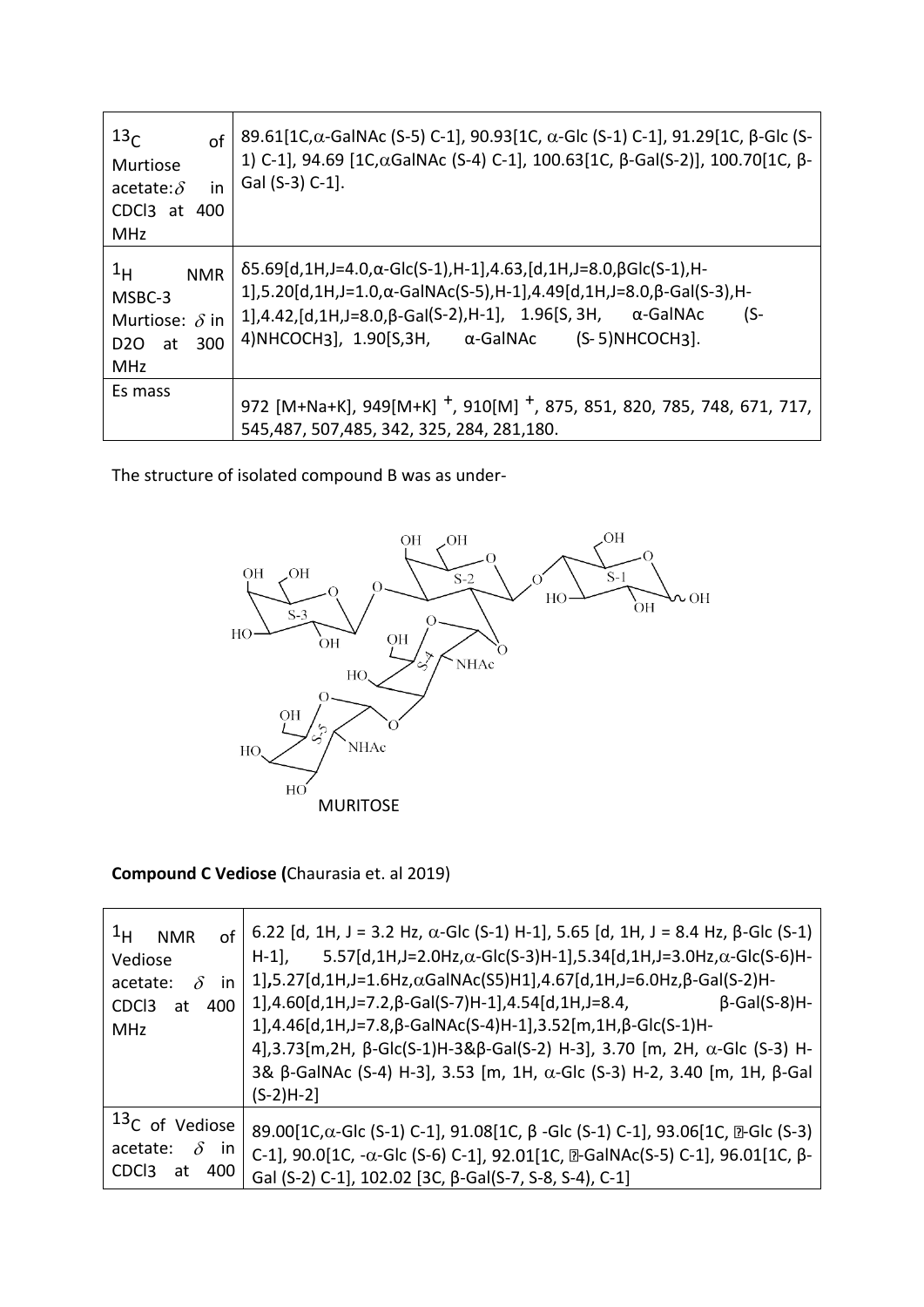| $^{13}C$ of Murtiose acetate: $\delta$ in CDCl3 at 400 MHz | 89.61[1C,α-GalNAc (S-5) C-1], 90.93[1C, α-Glc (S-1) C-1], 91.29[1C, β-Glc (S-1) C-1], 94.69 [1C,αGalNAc (S-4) C-1], 100.63[1C, β-Gal(S-2)], 100.70[1C, β-Gal (S-3) C-1]. |
|---|---|
| $^{1}H$ NMR MSBC-3 Murtiose: $\delta$ in D2O at 300 MHz | δ5.69[d,1H,J=4.0,α-Glc(S-1),H-1],4.63,[d,1H,J=8.0,βGlc(S-1),H-1],5.20[d,1H,J=1.0,α-GalNAc(S-5),H-1],4.49[d,1H,J=8.0,β-Gal(S-3),H-1],4.42,[d,1H,J=8.0,β-Gal(S-2),H-1], 1.96[S, 3H, α-GalNAc (S-4)NHCOCH3], 1.90[S,3H, α-GalNAc (S- 5)NHCOCH3]. |
| Es mass | 972 [M+Na+K], 949[M+K] $^{+}$, 910[M] $^{+}$, 875, 851, 820, 785, 748, 671, 717, 545,487, 507,485, 342, 325, 284, 281,180. |

The structure of isolated compound B was as under-

MURITOSE

**Compound C Vediose (**Chaurasia et. al 2019)

| $^{1}H$ NMR of Vediose acetate: $\delta$ in CDCl3 at 400 MHz | 6.22 [d, 1H, J = 3.2 Hz, α-Glc (S-1) H-1], 5.65 [d, 1H, J = 8.4 Hz, β-Glc (S-1) H-1], 5.57[d,1H,J=2.0Hz,α-Glc(S-3)H-1],5.34[d,1H,J=3.0Hz,α-Glc(S-6)H-1],5.27[d,1H,J=1.6Hz,αGalNAc(S5)H1],4.67[d,1H,J=6.0Hz,β-Gal(S-2)H-1],4.60[d,1H,J=7.2,β-Gal(S-7)H-1],4.54[d,1H,J=8.4, β-Gal(S-8)H-1],4.46[d,1H,J=7.8,β-GalNAc(S-4)H-1],3.52[m,1H,β-Glc(S-1)H-4],3.73[m,2H, β-Glc(S-1)H-3&β-Gal(S-2) H-3], 3.70 [m, 2H, α-Glc (S-3) H-3& β-GalNAc (S-4) H-3], 3.53 [m, 1H, α-Glc (S-3) H-2, 3.40 [m, 1H, β-Gal (S-2)H-2] |
|---|---|
| $^{13}C$ of Vediose acetate: $\delta$ in CDCl3 at 400 | 89.00[1C,α-Glc (S-1) C-1], 91.08[1C, β -Glc (S-1) C-1], 93.06[1C, ?-Glc (S-3) C-1], 90.0[1C, -α-Glc (S-6) C-1], 92.01[1C, ?-GalNAc(S-5) C-1], 96.01[1C, β-Gal (S-2) C-1], 102.02 [3C, β-Gal(S-7, S-8, S-4), C-1] |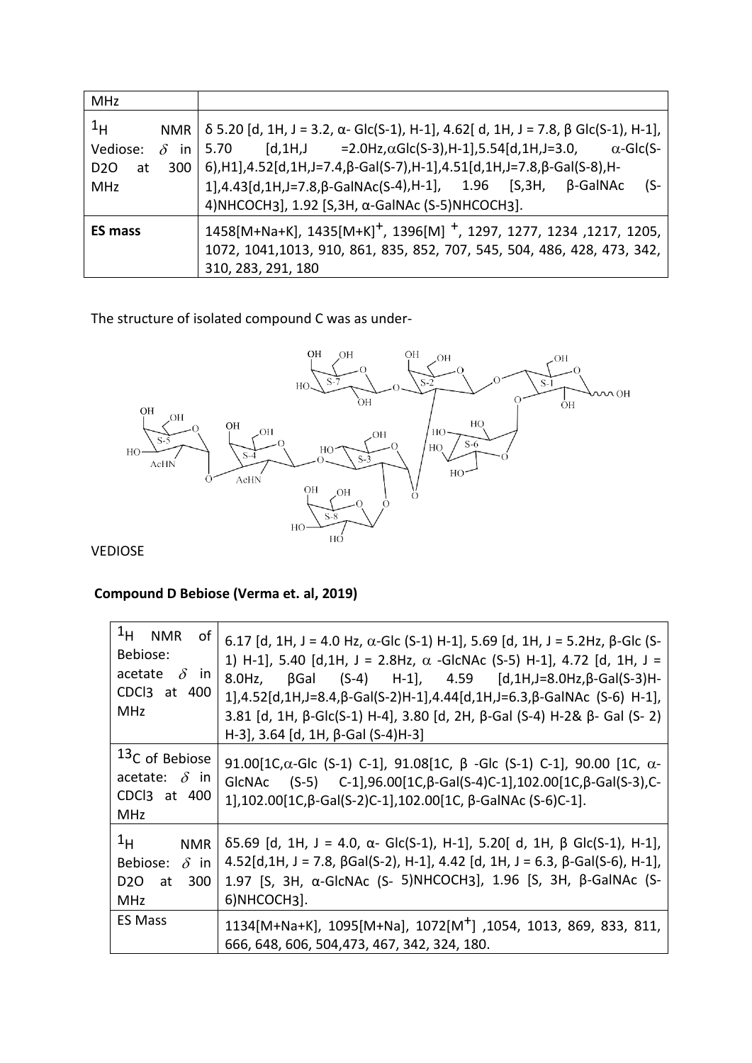| MHz | |
|---|---|
| $^1H$ NMR Vediose: $\delta$ in $D_2O$ at 300 MHz | δ 5.20 [d, 1H, J = 3.2, α- Glc(S-1), H-1], 4.62[ d, 1H, J = 7.8, β Glc(S-1), H-1], 5.70 [d,1H,J =2.0Hz,αGlc(S-3),H-1],5.54[d,1H,J=3.0, α-Glc(S-6),H1],4.52[d,1H,J=7.4,β-Gal(S-7),H-1],4.51[d,1H,J=7.8,β-Gal(S-8),H-1],4.43[d,1H,J=7.8,β-GalNAc(S-4),H-1], 1.96 [S,3H, β-GalNAc (S-4)$NHCOCH_3$], 1.92 [S,3H, α-GalNAc (S-5)$NHCOCH_3$]. |
| **ES mass** | 1458[M+Na+K], 1435$[M+K]^+$, 1396$[M]^+$, 1297, 1277, 1234 ,1217, 1205, 1072, 1041,1013, 910, 861, 835, 852, 707, 545, 504, 486, 428, 473, 342, 310, 283, 291, 180 |

The structure of isolated compound C was as under-

VEDIOSE

**Compound D Bebiose (Verma et. al, 2019)**

| | |
|---|---|
| $^1H$ NMR of Bebiose: acetate $\delta$ in $CDCl_3$ at 400 MHz | 6.17 [d, 1H, J = 4.0 Hz, α-Glc (S-1) H-1], 5.69 [d, 1H, J = 5.2Hz, β-Glc (S-1) H-1], 5.40 [d,1H, J = 2.8Hz, α -GlcNAc (S-5) H-1], 4.72 [d, 1H, J = 8.0Hz, βGal (S-4) H-1], 4.59 [d,1H,J=8.0Hz,β-Gal(S-3)H-1],4.52[d,1H,J=8.4,β-Gal(S-2)H-1],4.44[d,1H,J=6.3,β-GalNAc (S-6) H-1], 3.81 [d, 1H, β-Glc(S-1) H-4], 3.80 [d, 2H, β-Gal (S-4) H-2& β- Gal (S- 2) H-3], 3.64 [d, 1H, β-Gal (S-4)H-3] |
| $^{13}C$ of Bebiose acetate: $\delta$ in $CDCl_3$ at 400 MHz | 91.00[1C,α-Glc (S-1) C-1], 91.08[1C, β -Glc (S-1) C-1], 90.00 [1C, α-GlcNAc (S-5) C-1],96.00[1C,β-Gal(S-4)C-1],102.00[1C,β-Gal(S-3),C-1],102.00[1C,β-Gal(S-2)C-1],102.00[1C, β-GalNAc (S-6)C-1]. |
| $^1H$ NMR Bebiose: $\delta$ in $D_2O$ at 300 MHz | δ5.69 [d, 1H, J = 4.0, α- Glc(S-1), H-1], 5.20[ d, 1H, β Glc(S-1), H-1], 4.52[d,1H, J = 7.8, βGal(S-2), H-1], 4.42 [d, 1H, J = 6.3, β-Gal(S-6), H-1], 1.97 [S, 3H, α-GlcNAc (S- 5)$NHCOCH_3$], 1.96 [S, 3H, β-GalNAc (S-6)$NHCOCH_3$]. |
| ES Mass | 1134[M+Na+K], 1095[M+Na], 1072$[M^+]$ ,1054, 1013, 869, 833, 811, 666, 648, 606, 504,473, 467, 342, 324, 180. |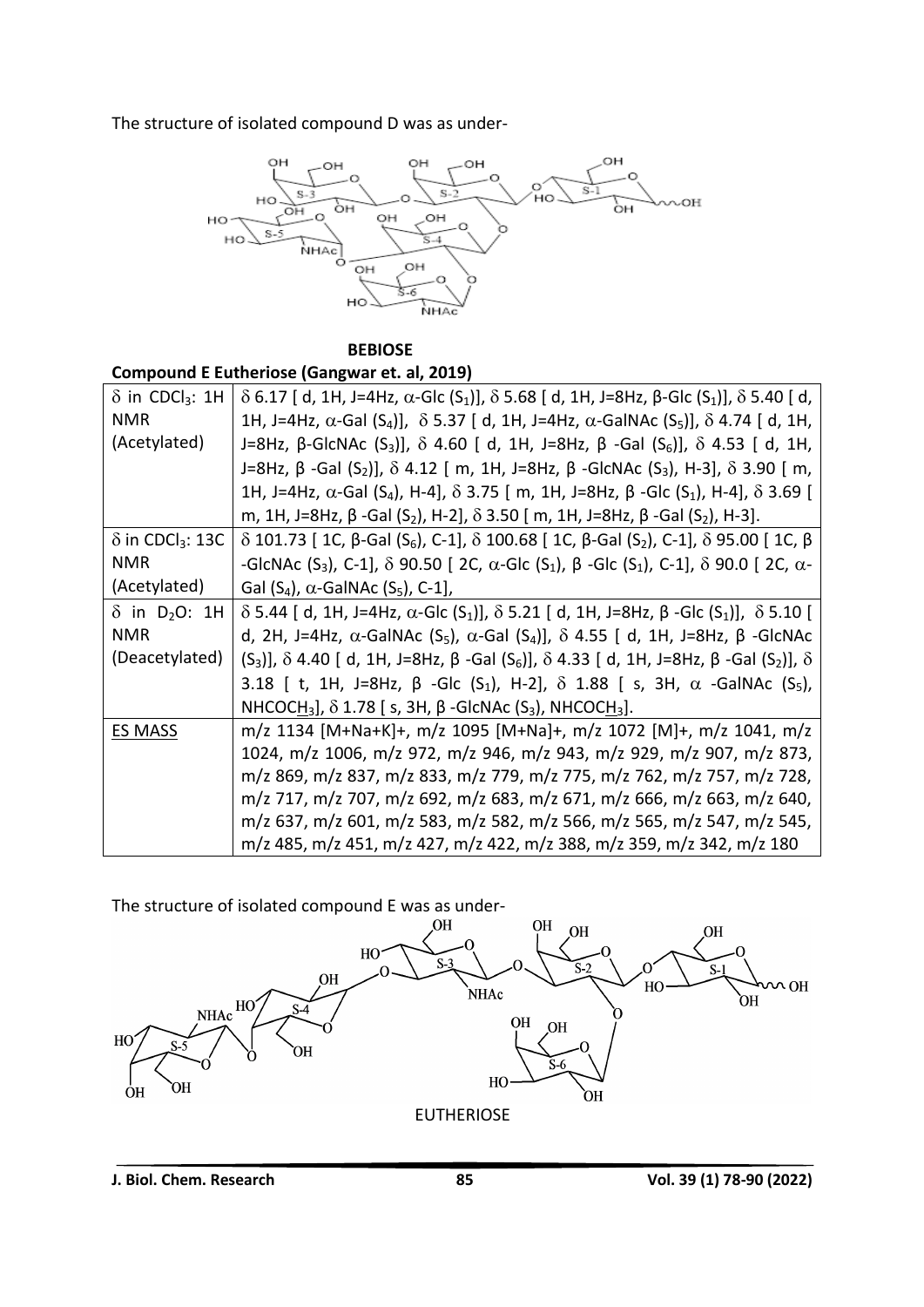The structure of isolated compound D was as under-

**BEBIOSE**

**Compound E Eutheriose (Gangwar et. al, 2019)**

| | |
|---|---|
| δ in $CDCl_3$: 1H NMR (Acetylated) | δ 6.17 [ d, 1H, J=4Hz, α-Glc ($S_1$)], δ 5.68 [ d, 1H, J=8Hz, β-Glc ($S_1$)], δ 5.40 [ d, 1H, J=4Hz, α-Gal ($S_4$)], δ 5.37 [ d, 1H, J=4Hz, α-GalNAc ($S_5$)], δ 4.74 [ d, 1H, J=8Hz, β-GlcNAc ($S_3$)], δ 4.60 [ d, 1H, J=8Hz, β -Gal ($S_6$)], δ 4.53 [ d, 1H, J=8Hz, β -Gal ($S_2$)], δ 4.12 [ m, 1H, J=8Hz, β -GlcNAc ($S_3$), H-3], δ 3.90 [ m, 1H, J=4Hz, α-Gal ($S_4$), H-4], δ 3.75 [ m, 1H, J=8Hz, β -Glc ($S_1$), H-4], δ 3.69 [ m, 1H, J=8Hz, β -Gal ($S_2$), H-2], δ 3.50 [ m, 1H, J=8Hz, β -Gal ($S_2$), H-3]. |
| δ in $CDCl_3$: 13C NMR (Acetylated) | δ 101.73 [ 1C, β-Gal ($S_6$), C-1], δ 100.68 [ 1C, β-Gal ($S_2$), C-1], δ 95.00 [ 1C, β -GlcNAc ($S_3$), C-1], δ 90.50 [ 2C, α-Glc ($S_1$), β -Glc ($S_1$), C-1], δ 90.0 [ 2C, α-Gal ($S_4$), α-GalNAc ($S_5$), C-1], |
| δ in $D_2O$: 1H NMR (Deacetylated) | δ 5.44 [ d, 1H, J=4Hz, α-Glc ($S_1$)], δ 5.21 [ d, 1H, J=8Hz, β -Glc ($S_1$)], δ 5.10 [ d, 2H, J=4Hz, α-GalNAc ($S_5$), α-Gal ($S_4$)], δ 4.55 [ d, 1H, J=8Hz, β -GlcNAc ($S_3$)], δ 4.40 [ d, 1H, J=8Hz, β -Gal ($S_6$)], δ 4.33 [ d, 1H, J=8Hz, β -Gal ($S_2$)], δ 3.18 [ t, 1H, J=8Hz, β -Glc ($S_1$), H-2], δ 1.88 [ s, 3H, α -GalNAc ($S_5$), $NHCOCH_3$], δ 1.78 [ s, 3H, β -GlcNAc ($S_3$), $NHCOCH_3$]. |
| ES MASS | m/z 1134 [M+Na+K]+, m/z 1095 [M+Na]+, m/z 1072 [M]+, m/z 1041, m/z 1024, m/z 1006, m/z 972, m/z 946, m/z 943, m/z 929, m/z 907, m/z 873, m/z 869, m/z 837, m/z 833, m/z 779, m/z 775, m/z 762, m/z 757, m/z 728, m/z 717, m/z 707, m/z 692, m/z 683, m/z 671, m/z 666, m/z 663, m/z 640, m/z 637, m/z 601, m/z 583, m/z 582, m/z 566, m/z 565, m/z 547, m/z 545, m/z 485, m/z 451, m/z 427, m/z 422, m/z 388, m/z 359, m/z 342, m/z 180 |

The structure of isolated compound E was as under-

EUTHERIOSE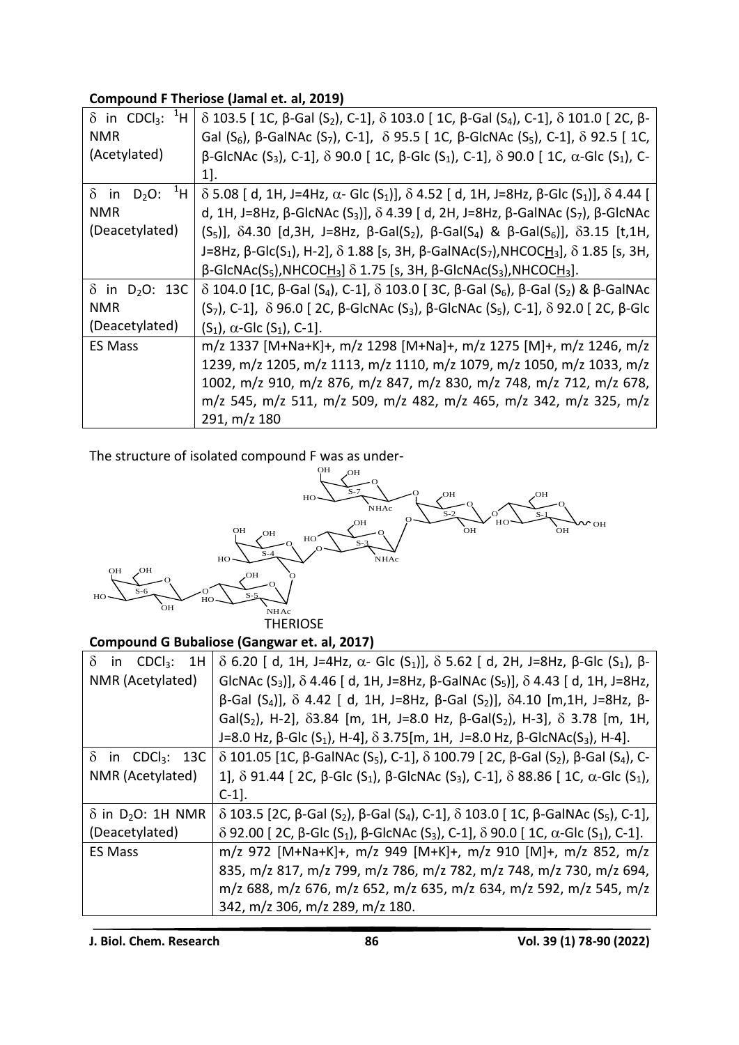**Compound F Theriose (Jamal et. al, 2019)**

| | |
|---|---|
| δ in $CDCl_3$: [1]H NMR (Acetylated) | δ 103.5 [ 1C, β-Gal ($S_2$), C-1], δ 103.0 [ 1C, β-Gal ($S_4$), C-1], δ 101.0 [ 2C, β-Gal ($S_6$), β-GalNAc ($S_7$), C-1], δ 95.5 [ 1C, β-GlcNAc ($S_5$), C-1], δ 92.5 [ 1C, β-GlcNAc ($S_3$), C-1], δ 90.0 [ 1C, β-Glc ($S_1$), C-1], δ 90.0 [ 1C, α-Glc ($S_1$), C-1]. |
| δ in $D_2O$: [1]H NMR (Deacetylated) | δ 5.08 [ d, 1H, J=4Hz, α- Glc ($S_1$)], δ 4.52 [ d, 1H, J=8Hz, β-Glc ($S_1$)], δ 4.44 [ d, 1H, J=8Hz, β-GlcNAc ($S_3$)], δ 4.39 [ d, 2H, J=8Hz, β-GalNAc ($S_7$), β-GlcNAc ($S_5$)], δ4.30 [d,3H, J=8Hz, β-Gal($S_2$), β-Gal($S_4$) & β-Gal($S_6$)], δ3.15 [t,1H, J=8Hz, β-Glc($S_1$), H-2], δ 1.88 [s, 3H, β-GalNAc($S_7$),NHCOC<u>H</u>$_3$], δ 1.85 [s, 3H, β-GlcNAc($S_5$),NHCOC<u>H</u>$_3$] δ 1.75 [s, 3H, β-GlcNAc($S_3$),NHCOC<u>H</u>$_3$]. |
| δ in $D_2O$: 13C NMR (Deacetylated) | δ 104.0 [1C, β-Gal ($S_4$), C-1], δ 103.0 [ 3C, β-Gal ($S_6$), β-Gal ($S_2$) & β-GalNAc ($S_7$), C-1], δ 96.0 [ 2C, β-GlcNAc ($S_3$), β-GlcNAc ($S_5$), C-1], δ 92.0 [ 2C, β-Glc ($S_1$), α-Glc ($S_1$), C-1]. |
| ES Mass | m/z 1337 [M+Na+K]+, m/z 1298 [M+Na]+, m/z 1275 [M]+, m/z 1246, m/z 1239, m/z 1205, m/z 1113, m/z 1110, m/z 1079, m/z 1050, m/z 1033, m/z 1002, m/z 910, m/z 876, m/z 847, m/z 830, m/z 748, m/z 712, m/z 678, m/z 545, m/z 511, m/z 509, m/z 482, m/z 465, m/z 342, m/z 325, m/z 291, m/z 180 |

The structure of isolated compound F was as under-

THERIOSE

**Compound G Bubaliose (Gangwar et. al, 2017)**

| | |
|---|---|
| δ in $CDCl_3$: 1H NMR (Acetylated) | δ 6.20 [ d, 1H, J=4Hz, α- Glc ($S_1$)], δ 5.62 [ d, 2H, J=8Hz, β-Glc ($S_1$), β-GlcNAc ($S_3$)], δ 4.46 [ d, 1H, J=8Hz, β-GalNAc ($S_5$)], δ 4.43 [ d, 1H, J=8Hz, β-Gal ($S_4$)], δ 4.42 [ d, 1H, J=8Hz, β-Gal ($S_2$)], δ4.10 [m,1H, J=8Hz, β-Gal($S_2$), H-2], δ3.84 [m, 1H, J=8.0 Hz, β-Gal($S_2$), H-3], δ 3.78 [m, 1H, J=8.0 Hz, β-Glc ($S_1$), H-4], δ 3.75[m, 1H, J=8.0 Hz, β-GlcNAc($S_3$), H-4]. |
| δ in $CDCl_3$: 13C NMR (Acetylated) | δ 101.05 [1C, β-GalNAc ($S_5$), C-1], δ 100.79 [ 2C, β-Gal ($S_2$), β-Gal ($S_4$), C-1], δ 91.44 [ 2C, β-Glc ($S_1$), β-GlcNAc ($S_3$), C-1], δ 88.86 [ 1C, α-Glc ($S_1$), C-1]. |
| δ in $D_2O$: 1H NMR (Deacetylated) | δ 103.5 [2C, β-Gal ($S_2$), β-Gal ($S_4$), C-1], δ 103.0 [ 1C, β-GalNAc ($S_5$), C-1], δ 92.00 [ 2C, β-Glc ($S_1$), β-GlcNAc ($S_3$), C-1], δ 90.0 [ 1C, α-Glc ($S_1$), C-1]. |
| ES Mass | m/z 972 [M+Na+K]+, m/z 949 [M+K]+, m/z 910 [M]+, m/z 852, m/z 835, m/z 817, m/z 799, m/z 786, m/z 782, m/z 748, m/z 730, m/z 694, m/z 688, m/z 676, m/z 652, m/z 635, m/z 634, m/z 592, m/z 545, m/z 342, m/z 306, m/z 289, m/z 180. |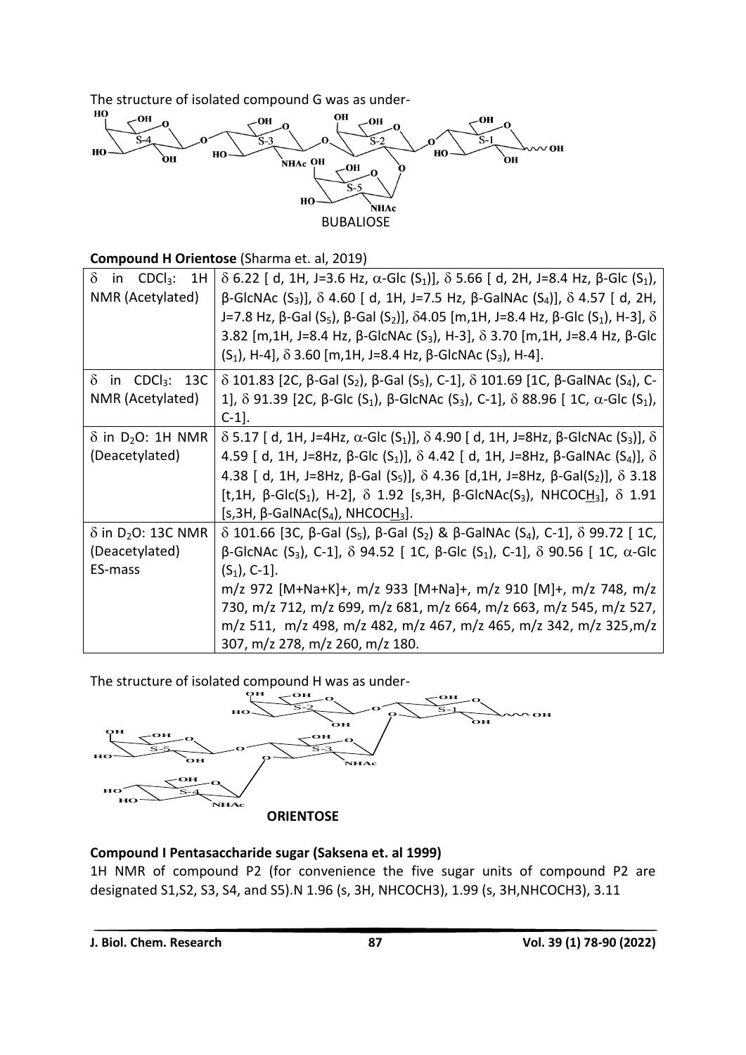The structure of isolated compound G was as under-

BUBALIOSE

**Compound H Orientose** (Sharma et. al, 2019)

| | |
|---|---|
| δ in $CDCl_3$: 1H NMR (Acetylated) | δ 6.22 [ d, 1H, J=3.6 Hz, α-Glc ($S_1$)], δ 5.66 [ d, 2H, J=8.4 Hz, β-Glc ($S_1$), β-GlcNAc ($S_3$)], δ 4.60 [ d, 1H, J=7.5 Hz, β-GalNAc ($S_4$)], δ 4.57 [ d, 2H, J=7.8 Hz, β-Gal ($S_5$), β-Gal ($S_2$)], δ4.05 [m,1H, J=8.4 Hz, β-Glc ($S_1$), H-3], δ 3.82 [m,1H, J=8.4 Hz, β-GlcNAc ($S_3$), H-3], δ 3.70 [m,1H, J=8.4 Hz, β-Glc ($S_1$), H-4], δ 3.60 [m,1H, J=8.4 Hz, β-GlcNAc ($S_3$), H-4]. |
| δ in $CDCl_3$: 13C NMR (Acetylated) | δ 101.83 [2C, β-Gal ($S_2$), β-Gal ($S_5$), C-1], δ 101.69 [1C, β-GalNAc ($S_4$), C-1], δ 91.39 [2C, β-Glc ($S_1$), β-GlcNAc ($S_3$), C-1], δ 88.96 [ 1C, α-Glc ($S_1$), C-1]. |
| δ in $D_2O$: 1H NMR (Deacetylated) | δ 5.17 [ d, 1H, J=4Hz, α-Glc ($S_1$)], δ 4.90 [ d, 1H, J=8Hz, β-GlcNAc ($S_3$)], δ 4.59 [ d, 1H, J=8Hz, β-Glc ($S_1$)], δ 4.42 [ d, 1H, J=8Hz, β-GalNAc ($S_4$)], δ 4.38 [ d, 1H, J=8Hz, β-Gal ($S_5$)], δ 4.36 [d,1H, J=8Hz, β-Gal($S_2$)], δ 3.18 [t,1H, β-Glc($S_1$), H-2], δ 1.92 [s,3H, β-GlcNAc($S_3$), NHCOC<u>H</u>$_3$], δ 1.91 [s,3H, β-GalNAc($S_4$), NHCOC<u>H</u>$_3$]. |
| δ in $D_2O$: 13C NMR (Deacetylated) | δ 101.66 [3C, β-Gal ($S_5$), β-Gal ($S_2$) & β-GalNAc ($S_4$), C-1], δ 99.72 [ 1C, β-GlcNAc ($S_3$), C-1], δ 94.52 [ 1C, β-Glc ($S_1$), C-1], δ 90.56 [ 1C, α-Glc ($S_1$), C-1]. |
| ES-mass | m/z 972 [M+Na+K]+, m/z 933 [M+Na]+, m/z 910 [M]+, m/z 748, m/z 730, m/z 712, m/z 699, m/z 681, m/z 664, m/z 663, m/z 545, m/z 527, m/z 511, m/z 498, m/z 482, m/z 467, m/z 465, m/z 342, m/z 325,m/z 307, m/z 278, m/z 260, m/z 180. |

The structure of isolated compound H was as under-

ORIENTOSE

**Compound I Pentasaccharide sugar (Saksena et. al 1999)**

1H NMR of compound P2 (for convenience the five sugar units of compound P2 are designated S1,S2, S3, S4, and S5).N 1.96 (s, 3H, NHCOCH3), 1.99 (s, 3H,NHCOCH3), 3.11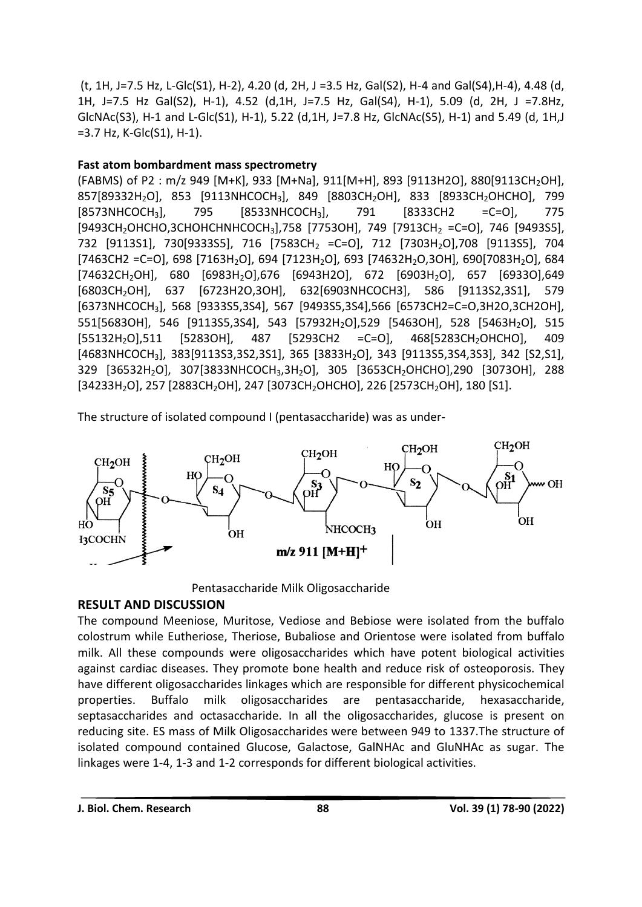(t, 1H, J=7.5 Hz, L-Glc(S1), H-2), 4.20 (d, 2H, J =3.5 Hz, Gal(S2), H-4 and Gal(S4),H-4), 4.48 (d, 1H, J=7.5 Hz Gal(S2), H-1), 4.52 (d,1H, J=7.5 Hz, Gal(S4), H-1), 5.09 (d, 2H, J =7.8Hz, GlcNAc(S3), H-1 and L-Glc(S1), H-1), 5.22 (d,1H, J=7.8 Hz, GlcNAc(S5), H-1) and 5.49 (d, 1H,J =3.7 Hz, K-Glc(S1), H-1).

**Fast atom bombardment mass spectrometry**

(FABMS) of P2 : m/z 949 [M+K], 933 [M+Na], 911[M+H], 893 [9113H2O], 880[9113$CH_2OH$], 857[89332$H_2O$], 853 [9113$NHCOCH_3$], 849 [8803$CH_2OH$], 833 [8933$CH_2OHCHO$], 799 [8573$NHCOCH_3$], 795 [8533$NHCOCH_3$], 791 [8333CH2 =C=O], 775 [9493$CH_2OHCHO$,3CHOHCHNHCOCH$_3$],758 [7753OH], 749 [7913$CH_2$ =C=O], 746 [9493S5], 732 [9113S1], 730[9333S5], 716 [7583$CH_2$ =C=O], 712 [7303$H_2O$],708 [9113S5], 704 [7463CH2 =C=O], 698 [7163$H_2O$], 694 [7123$H_2O$], 693 [74632$H_2O$,3OH], 690[7083$H_2O$], 684 [74632$CH_2OH$], 680 [6983$H_2O$],676 [6943H2O], 672 [6903$H_2O$], 657 [6933O],649 [6803$CH_2OH$], 637 [6723H2O,3OH], 632[6903NHCOCH3], 586 [9113S2,3S1], 579 [6373$NHCOCH_3$], 568 [9333S5,3S4], 567 [9493S5,3S4],566 [6573CH2=C=O,3H2O,3CH2OH], 551[5683OH], 546 [9113S5,3S4], 543 [57932$H_2O$],529 [5463OH], 528 [5463$H_2O$], 515 [55132$H_2O$],511 [5283OH], 487 [5293CH2 =C=O], 468[5283$CH_2OHCHO$], 409 [4683$NHCOCH_3$], 383[9113S3,3S2,3S1], 365 [3833$H_2O$], 343 [9113S5,3S4,3S3], 342 [S2,S1], 329 [36532$H_2O$], 307[3833$NHCOCH_3$,3$H_2O$], 305 [3653$CH_2OHCHO$],290 [3073OH], 288 [34233$H_2O$], 257 [2883$CH_2OH$], 247 [3073$CH_2OHCHO$], 226 [2573$CH_2OH$], 180 [S1].

The structure of isolated compound I (pentasaccharide) was as under-

Pentasaccharide Milk Oligosaccharide

## RESULT AND DISCUSSION

The compound Meeniose, Muritose, Vediose and Bebiose were isolated from the buffalo colostrum while Eutheriose, Theriose, Bubaliose and Orientose were isolated from buffalo milk. All these compounds were oligosaccharides which have potent biological activities against cardiac diseases. They promote bone health and reduce risk of osteoporosis. They have different oligosaccharides linkages which are responsible for different physicochemical properties. Buffalo milk oligosaccharides are pentasaccharide, hexasaccharide, septasaccharides and octasaccharide. In all the oligosaccharides, glucose is present on reducing site. ES mass of Milk Oligosaccharides were between 949 to 1337.The structure of isolated compound contained Glucose, Galactose, GalNHAc and GluNHAc as sugar. The linkages were 1-4, 1-3 and 1-2 corresponds for different biological activities.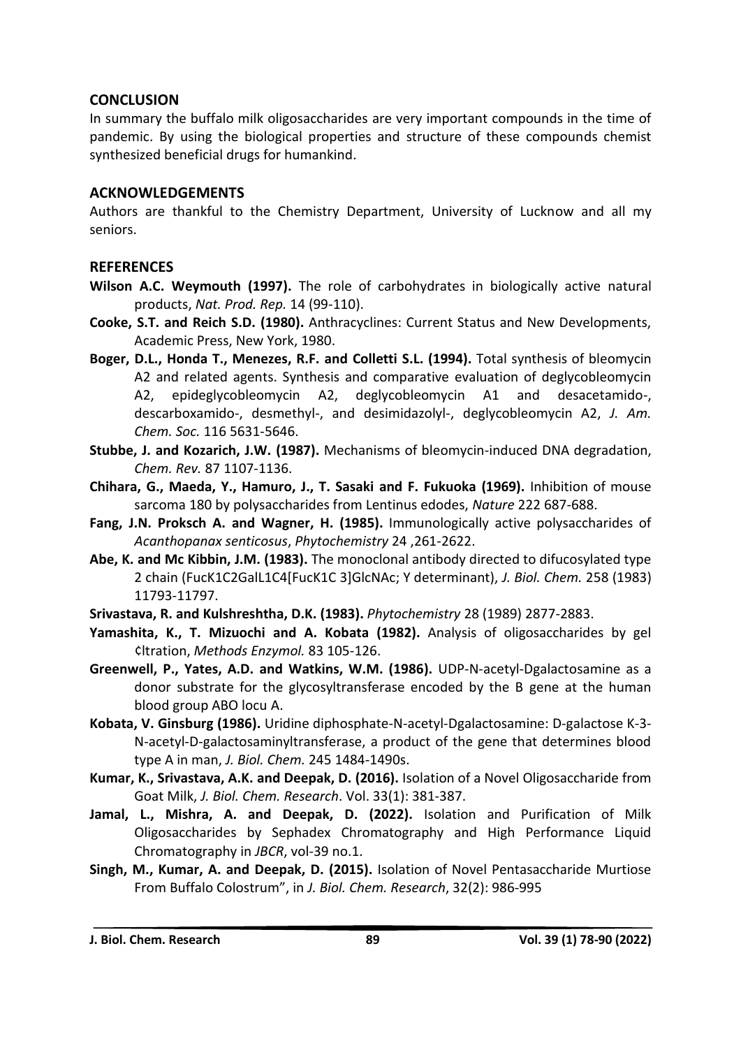## CONCLUSION

In summary the buffalo milk oligosaccharides are very important compounds in the time of pandemic. By using the biological properties and structure of these compounds chemist synthesized beneficial drugs for humankind.

## ACKNOWLEDGEMENTS

Authors are thankful to the Chemistry Department, University of Lucknow and all my seniors.

## REFERENCES

**Wilson A.C. Weymouth (1997).** The role of carbohydrates in biologically active natural products, *Nat. Prod. Rep.* 14 (99-110).

**Cooke, S.T. and Reich S.D. (1980).** Anthracyclines: Current Status and New Developments, Academic Press, New York, 1980.

**Boger, D.L., Honda T., Menezes, R.F. and Colletti S.L. (1994).** Total synthesis of bleomycin A2 and related agents. Synthesis and comparative evaluation of deglycobleomycin A2, epideglycobleomycin A2, deglycobleomycin A1 and desacetamido-, descarboxamido-, desmethyl-, and desimidazolyl-, deglycobleomycin A2, *J. Am. Chem. Soc.* 116 5631-5646.

**Stubbe, J. and Kozarich, J.W. (1987).** Mechanisms of bleomycin-induced DNA degradation, *Chem. Rev.* 87 1107-1136.

**Chihara, G., Maeda, Y., Hamuro, J., T. Sasaki and F. Fukuoka (1969).** Inhibition of mouse sarcoma 180 by polysaccharides from Lentinus edodes, *Nature* 222 687-688.

**Fang, J.N. Proksch A. and Wagner, H. (1985).** Immunologically active polysaccharides of *Acanthopanax senticosus*, *Phytochemistry* 24 ,261-2622.

**Abe, K. and Mc Kibbin, J.M. (1983).** The monoclonal antibody directed to difucosylated type 2 chain (FucK1C2GalL1C4[FucK1C 3]GlcNAc; Y determinant), *J. Biol. Chem.* 258 (1983) 11793-11797.

**Srivastava, R. and Kulshreshtha, D.K. (1983).** *Phytochemistry* 28 (1989) 2877-2883.

**Yamashita, K., T. Mizuochi and A. Kobata (1982).** Analysis of oligosaccharides by gel ¢ltration, *Methods Enzymol.* 83 105-126.

**Greenwell, P., Yates, A.D. and Watkins, W.M. (1986).** UDP-N-acetyl-Dgalactosamine as a donor substrate for the glycosyltransferase encoded by the B gene at the human blood group ABO locu A.

**Kobata, V. Ginsburg (1986).** Uridine diphosphate-N-acetyl-Dgalactosamine: D-galactose K-3-N-acetyl-D-galactosaminyltransferase, a product of the gene that determines blood type A in man, *J. Biol. Chem.* 245 1484-1490s.

**Kumar, K., Srivastava, A.K. and Deepak, D. (2016).** Isolation of a Novel Oligosaccharide from Goat Milk, *J. Biol. Chem. Research*. Vol. 33(1): 381-387.

**Jamal, L., Mishra, A. and Deepak, D. (2022).** Isolation and Purification of Milk Oligosaccharides by Sephadex Chromatography and High Performance Liquid Chromatography in *JBCR*, vol-39 no.1.

**Singh, M., Kumar, A. and Deepak, D. (2015).** Isolation of Novel Pentasaccharide Murtiose From Buffalo Colostrum", in *J. Biol. Chem. Research*, 32(2): 986-995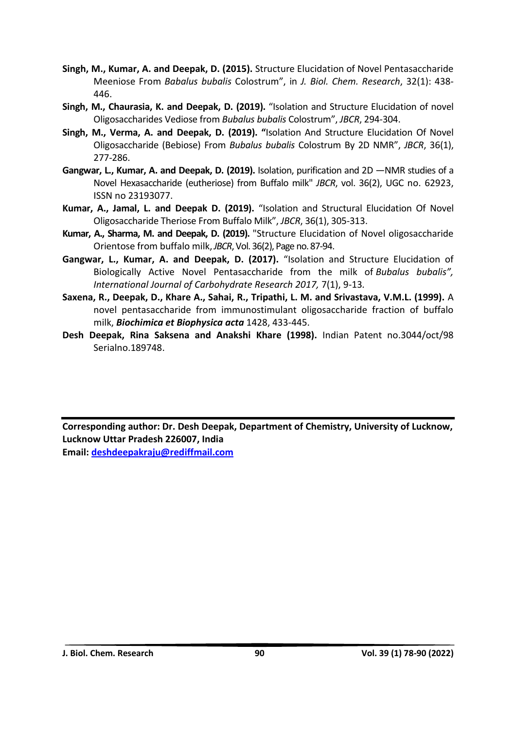**Singh, M., Kumar, A. and Deepak, D. (2015).** Structure Elucidation of Novel Pentasaccharide Meeniose From *Babalus bubalis* Colostrum", in *J. Biol. Chem. Research*, 32(1): 438-446.

**Singh, M., Chaurasia, K. and Deepak, D. (2019).** "Isolation and Structure Elucidation of novel Oligosaccharides Vediose from *Bubalus bubalis* Colostrum", *JBCR*, 294-304.

**Singh, M., Verma, A. and Deepak, D. (2019). "**Isolation And Structure Elucidation Of Novel Oligosaccharide (Bebiose) From *Bubalus bubalis* Colostrum By 2D NMR", *JBCR*, 36(1), 277-286.

**Gangwar, L., Kumar, A. and Deepak, D. (2019).** Isolation, purification and 2D —NMR studies of a Novel Hexasaccharide (eutheriose) from Buffalo milk" *JBCR*, vol. 36(2), UGC no. 62923, ISSN no 23193077.

**Kumar, A., Jamal, L. and Deepak D. (2019).** "Isolation and Structural Elucidation Of Novel Oligosaccharide Theriose From Buffalo Milk", *JBCR*, 36(1), 305-313.

**Kumar, A., Sharma, M. and Deepak, D. (2019).** "Structure Elucidation of Novel oligosaccharide Orientose from buffalo milk, *JBCR*, Vol. 36(2), Page no. 87-94.

**Gangwar, L., Kumar, A. and Deepak, D. (2017).** "Isolation and Structure Elucidation of Biologically Active Novel Pentasaccharide from the milk of *Bubalus bubalis", International Journal of Carbohydrate Research 2017,* 7(1), 9-13.

**Saxena, R., Deepak, D., Khare A., Sahai, R., Tripathi, L. M. and Srivastava, V.M.L. (1999).** A novel pentasaccharide from immunostimulant oligosaccharide fraction of buffalo milk, ***Biochimica et Biophysica acta*** 1428, 433-445.

**Desh Deepak, Rina Saksena and Anakshi Khare (1998).** Indian Patent no.3044/oct/98 Serialno.189748.

---

**Corresponding author: Dr. Desh Deepak, Department of Chemistry, University of Lucknow, Lucknow Uttar Pradesh 226007, India**

**Email: deshdeepakraju@rediffmail.com**